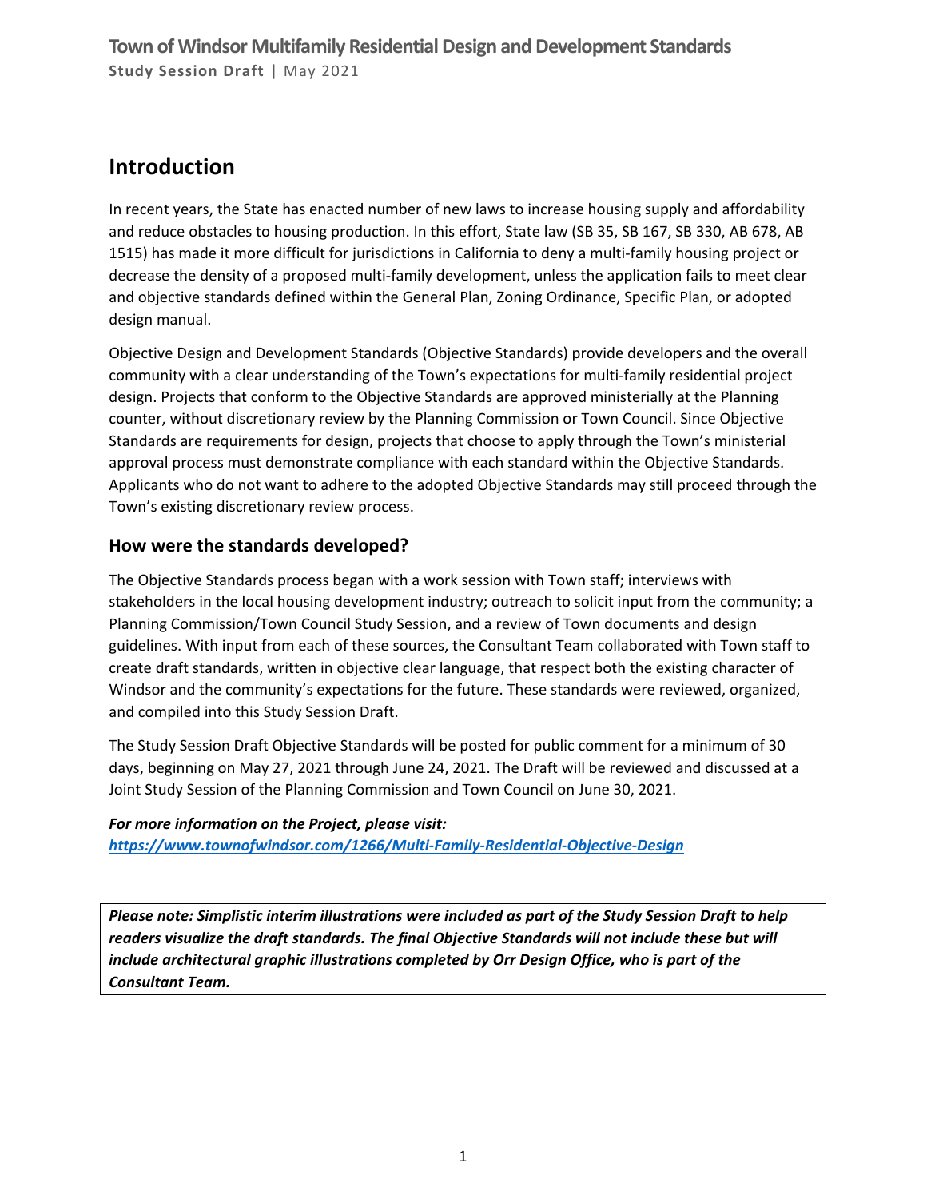## Introduction

In recent years, the State has enacted number of new laws to increase housing supply and affordability and reduce obstacles to housing production. In this effort, State law (SB 35, SB 167, SB 330, AB 678, AB 1515) has made it more difficult for jurisdictions in California to deny a multi-family housing project or decrease the density of a proposed multi-family development, unless the application fails to meet clear and objective standards defined within the General Plan, Zoning Ordinance, Specific Plan, or adopted design manual.

Objective Design and Development Standards (Objective Standards) provide developers and the overall community with a clear understanding of the Town's expectations for multi-family residential project design. Projects that conform to the Objective Standards are approved ministerially at the Planning counter, without discretionary review by the Planning Commission or Town Council. Since Objective Standards are requirements for design, projects that choose to apply through the Town's ministerial approval process must demonstrate compliance with each standard within the Objective Standards. Applicants who do not want to adhere to the adopted Objective Standards may still proceed through the Town's existing discretionary review process.

### How were the standards developed?

The Objective Standards process began with a work session with Town staff; interviews with stakeholders in the local housing development industry; outreach to solicit input from the community; a Planning Commission/Town Council Study Session, and a review of Town documents and design guidelines. With input from each of these sources, the Consultant Team collaborated with Town staff to create draft standards, written in objective clear language, that respect both the existing character of Windsor and the community's expectations for the future. These standards were reviewed, organized, and compiled into this Study Session Draft.

The Study Session Draft Objective Standards will be posted for public comment for a minimum of 30 days, beginning on May 27, 2021 through June 24, 2021. The Draft will be reviewed and discussed at a Joint Study Session of the Planning Commission and Town Council on June 30, 2021.

***For more information on the Project, please visit:***
***https://www.townofwindsor.com/1266/Multi-Family-Residential-Objective-Design***

***Please note: Simplistic interim illustrations were included as part of the Study Session Draft to help readers visualize the draft standards. The final Objective Standards will not include these but will include architectural graphic illustrations completed by Orr Design Office, who is part of the Consultant Team.***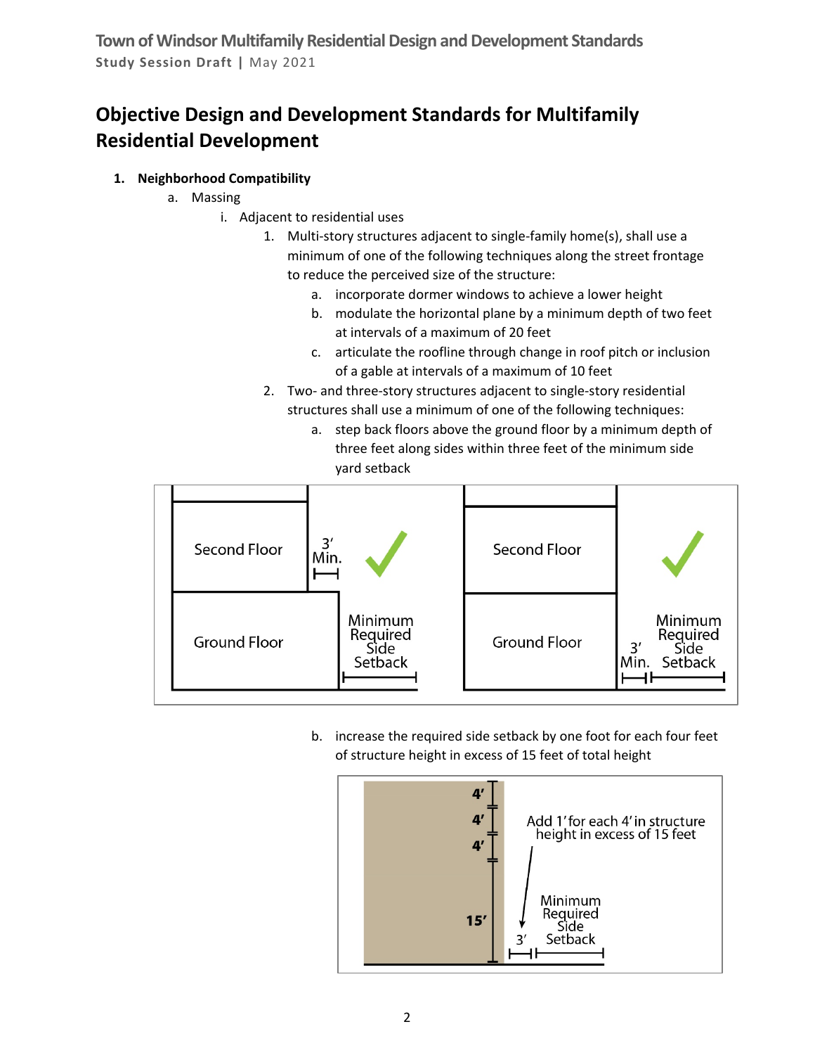# Objective Design and Development Standards for Multifamily Residential Development

1. **Neighborhood Compatibility**
   a. Massing
      i. Adjacent to residential uses
         1. Multi-story structures adjacent to single-family home(s), shall use a minimum of one of the following techniques along the street frontage to reduce the perceived size of the structure:
            a. incorporate dormer windows to achieve a lower height
            b. modulate the horizontal plane by a minimum depth of two feet at intervals of a maximum of 20 feet
            c. articulate the roofline through change in roof pitch or inclusion of a gable at intervals of a maximum of 10 feet
         2. Two- and three-story structures adjacent to single-story residential structures shall use a minimum of one of the following techniques:
            a. step back floors above the ground floor by a minimum depth of three feet along sides within three feet of the minimum side yard setback
            b. increase the required side setback by one foot for each four feet of structure height in excess of 15 feet of total height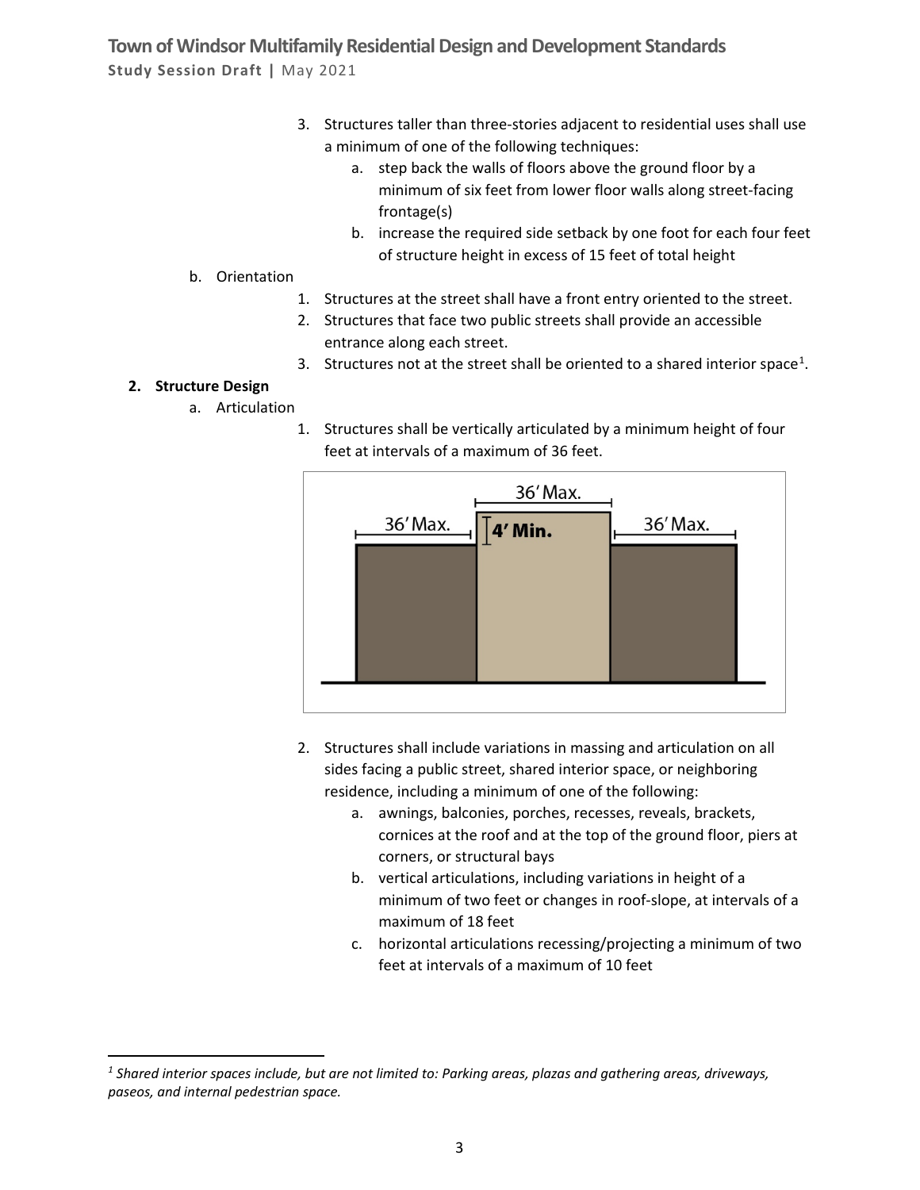3. Structures taller than three-stories adjacent to residential uses shall use a minimum of one of the following techniques:
   a. step back the walls of floors above the ground floor by a minimum of six feet from lower floor walls along street-facing frontage(s)
   b. increase the required side setback by one foot for each four feet of structure height in excess of 15 feet of total height

b. Orientation

1. Structures at the street shall have a front entry oriented to the street.
2. Structures that face two public streets shall provide an accessible entrance along each street.
3. Structures not at the street shall be oriented to a shared interior space[1].

**2. Structure Design**

a. Articulation

1. Structures shall be vertically articulated by a minimum height of four feet at intervals of a maximum of 36 feet.

36′ Max. 36′ Max. 36′ Max. 4′ Min.

2. Structures shall include variations in massing and articulation on all sides facing a public street, shared interior space, or neighboring residence, including a minimum of one of the following:
   a. awnings, balconies, porches, recesses, reveals, brackets, cornices at the roof and at the top of the ground floor, piers at corners, or structural bays
   b. vertical articulations, including variations in height of a minimum of two feet or changes in roof-slope, at intervals of a maximum of 18 feet
   c. horizontal articulations recessing/projecting a minimum of two feet at intervals of a maximum of 10 feet

---

[1] *Shared interior spaces include, but are not limited to: Parking areas, plazas and gathering areas, driveways, paseos, and internal pedestrian space.*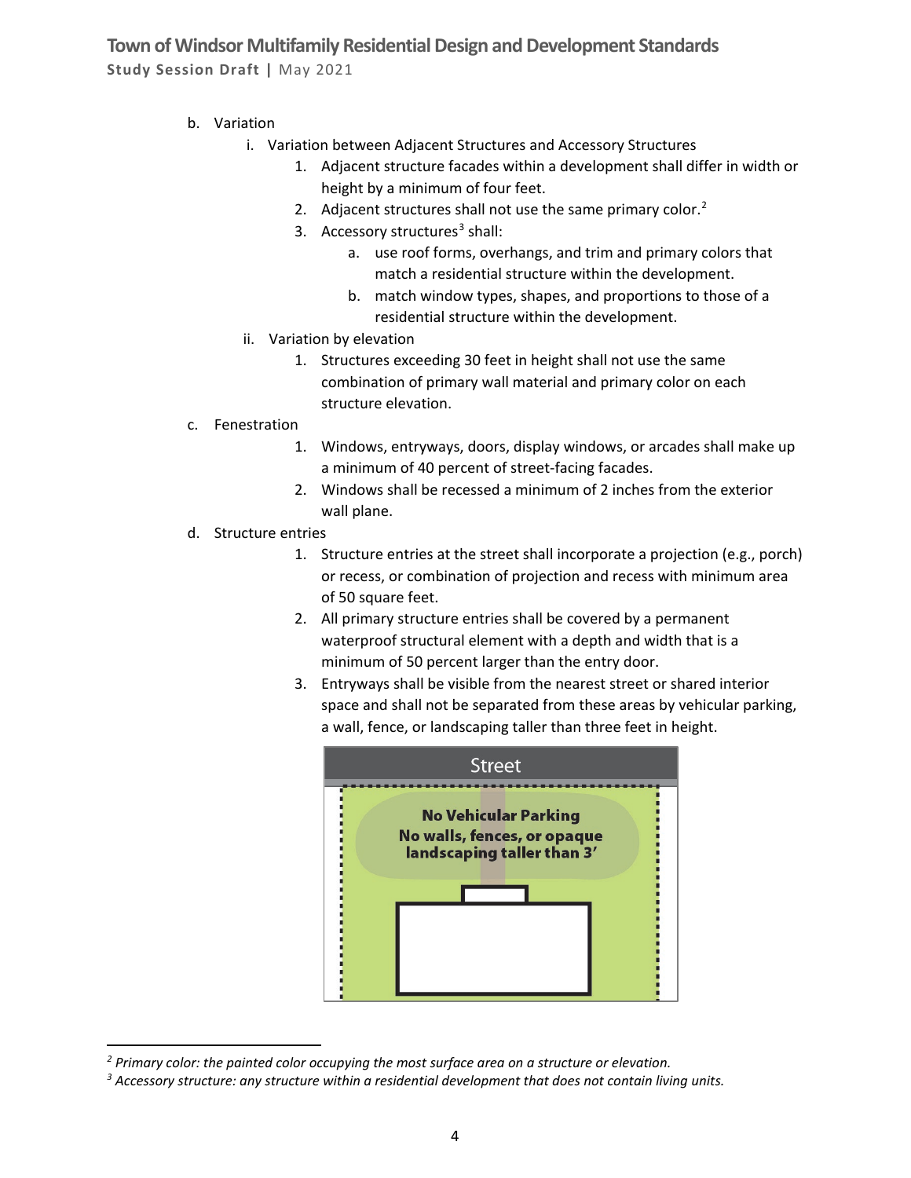b. Variation

   i. Variation between Adjacent Structures and Accessory Structures

      1. Adjacent structure facades within a development shall differ in width or height by a minimum of four feet.
      2. Adjacent structures shall not use the same primary color.[2]
      3. Accessory structures[3] shall:

         a. use roof forms, overhangs, and trim and primary colors that match a residential structure within the development.
         b. match window types, shapes, and proportions to those of a residential structure within the development.

   ii. Variation by elevation

      1. Structures exceeding 30 feet in height shall not use the same combination of primary wall material and primary color on each structure elevation.

c. Fenestration

   1. Windows, entryways, doors, display windows, or arcades shall make up a minimum of 40 percent of street-facing facades.
   2. Windows shall be recessed a minimum of 2 inches from the exterior wall plane.

d. Structure entries

   1. Structure entries at the street shall incorporate a projection (e.g., porch) or recess, or combination of projection and recess with minimum area of 50 square feet.
   2. All primary structure entries shall be covered by a permanent waterproof structural element with a depth and width that is a minimum of 50 percent larger than the entry door.
   3. Entryways shall be visible from the nearest street or shared interior space and shall not be separated from these areas by vehicular parking, a wall, fence, or landscaping taller than three feet in height.

Street

**No Vehicular Parking**
**No walls, fences, or opaque landscaping taller than 3'**

---

*[2] Primary color: the painted color occupying the most surface area on a structure or elevation.*

*[3] Accessory structure: any structure within a residential development that does not contain living units.*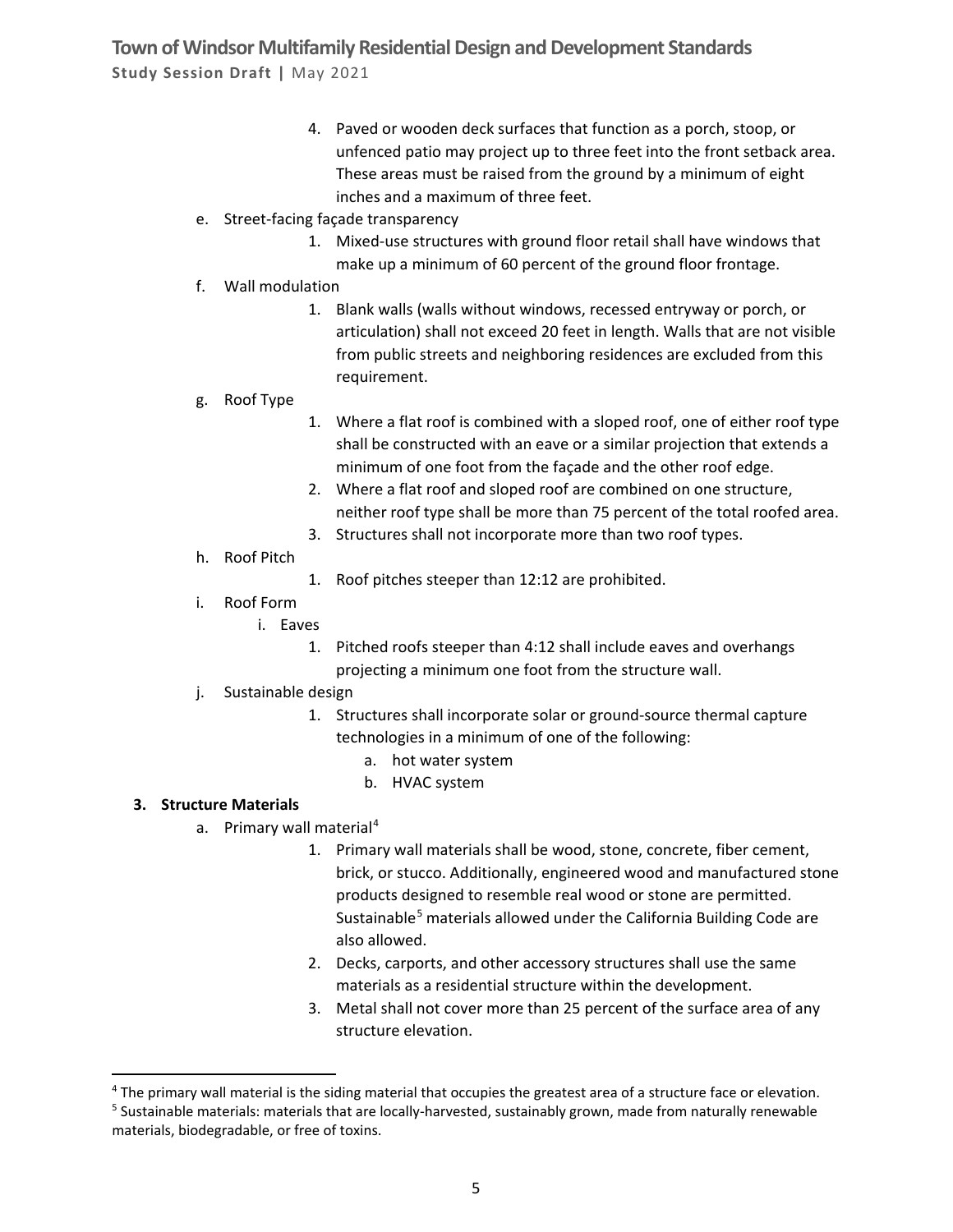4. Paved or wooden deck surfaces that function as a porch, stoop, or unfenced patio may project up to three feet into the front setback area. These areas must be raised from the ground by a minimum of eight inches and a maximum of three feet.

e. Street-facing façade transparency
   1. Mixed-use structures with ground floor retail shall have windows that make up a minimum of 60 percent of the ground floor frontage.

f. Wall modulation
   1. Blank walls (walls without windows, recessed entryway or porch, or articulation) shall not exceed 20 feet in length. Walls that are not visible from public streets and neighboring residences are excluded from this requirement.

g. Roof Type
   1. Where a flat roof is combined with a sloped roof, one of either roof type shall be constructed with an eave or a similar projection that extends a minimum of one foot from the façade and the other roof edge.
   2. Where a flat roof and sloped roof are combined on one structure, neither roof type shall be more than 75 percent of the total roofed area.
   3. Structures shall not incorporate more than two roof types.

h. Roof Pitch
   1. Roof pitches steeper than 12:12 are prohibited.

i. Roof Form
   i. Eaves
      1. Pitched roofs steeper than 4:12 shall include eaves and overhangs projecting a minimum one foot from the structure wall.

j. Sustainable design
   1. Structures shall incorporate solar or ground-source thermal capture technologies in a minimum of one of the following:
      a. hot water system
      b. HVAC system

**3. Structure Materials**

a. Primary wall material[4]
   1. Primary wall materials shall be wood, stone, concrete, fiber cement, brick, or stucco. Additionally, engineered wood and manufactured stone products designed to resemble real wood or stone are permitted. Sustainable[5] materials allowed under the California Building Code are also allowed.
   2. Decks, carports, and other accessory structures shall use the same materials as a residential structure within the development.
   3. Metal shall not cover more than 25 percent of the surface area of any structure elevation.

---

[4] The primary wall material is the siding material that occupies the greatest area of a structure face or elevation.

[5] Sustainable materials: materials that are locally-harvested, sustainably grown, made from naturally renewable materials, biodegradable, or free of toxins.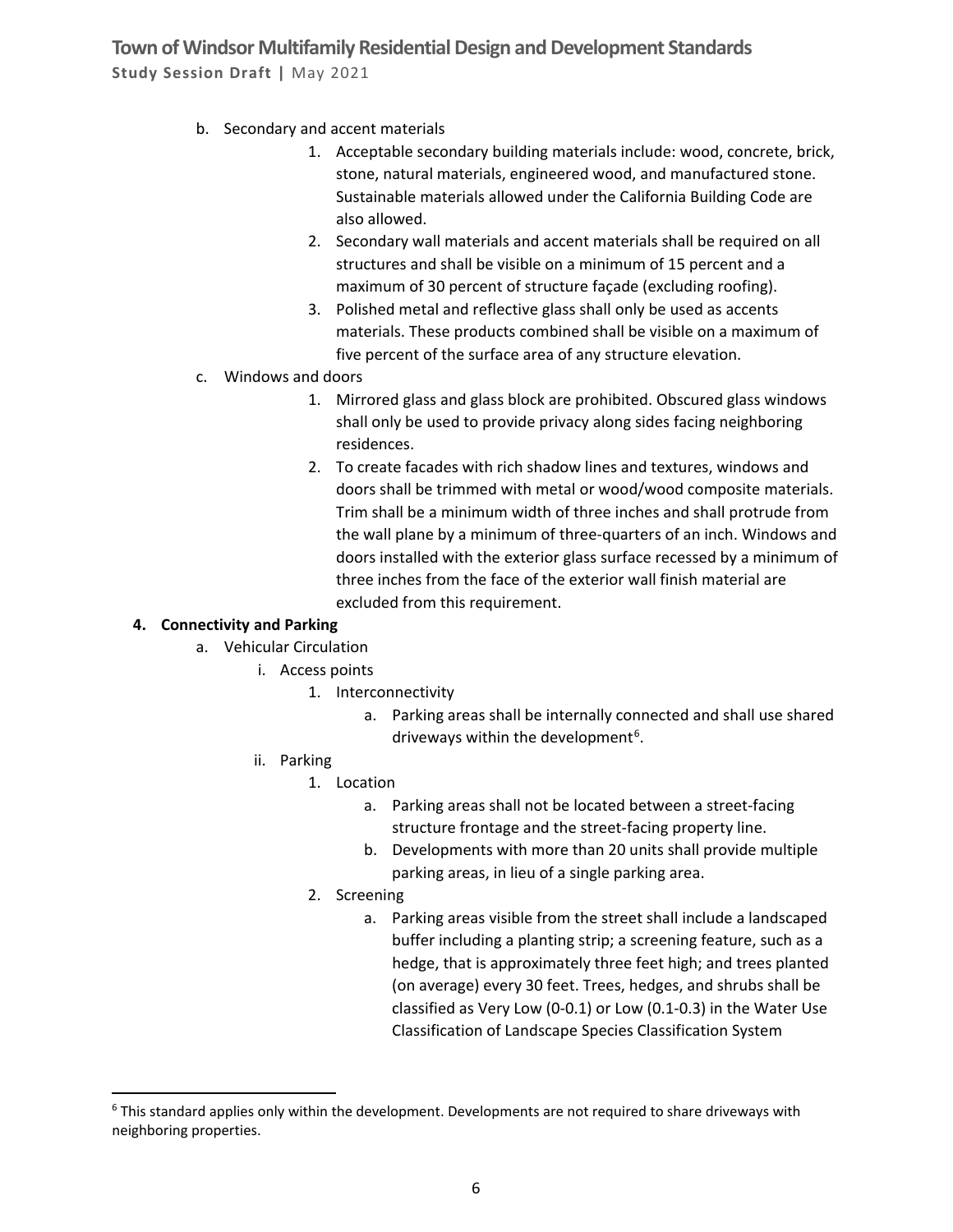b. Secondary and accent materials

1. Acceptable secondary building materials include: wood, concrete, brick, stone, natural materials, engineered wood, and manufactured stone. Sustainable materials allowed under the California Building Code are also allowed.
2. Secondary wall materials and accent materials shall be required on all structures and shall be visible on a minimum of 15 percent and a maximum of 30 percent of structure façade (excluding roofing).
3. Polished metal and reflective glass shall only be used as accents materials. These products combined shall be visible on a maximum of five percent of the surface area of any structure elevation.

c. Windows and doors

1. Mirrored glass and glass block are prohibited. Obscured glass windows shall only be used to provide privacy along sides facing neighboring residences.
2. To create facades with rich shadow lines and textures, windows and doors shall be trimmed with metal or wood/wood composite materials. Trim shall be a minimum width of three inches and shall protrude from the wall plane by a minimum of three-quarters of an inch. Windows and doors installed with the exterior glass surface recessed by a minimum of three inches from the face of the exterior wall finish material are excluded from this requirement.

**4. Connectivity and Parking**

a. Vehicular Circulation

i. Access points

1. Interconnectivity
   a. Parking areas shall be internally connected and shall use shared driveways within the development[6].

ii. Parking

1. Location
   a. Parking areas shall not be located between a street-facing structure frontage and the street-facing property line.
   b. Developments with more than 20 units shall provide multiple parking areas, in lieu of a single parking area.
2. Screening
   a. Parking areas visible from the street shall include a landscaped buffer including a planting strip; a screening feature, such as a hedge, that is approximately three feet high; and trees planted (on average) every 30 feet. Trees, hedges, and shrubs shall be classified as Very Low (0-0.1) or Low (0.1-0.3) in the Water Use Classification of Landscape Species Classification System

[6] This standard applies only within the development. Developments are not required to share driveways with neighboring properties.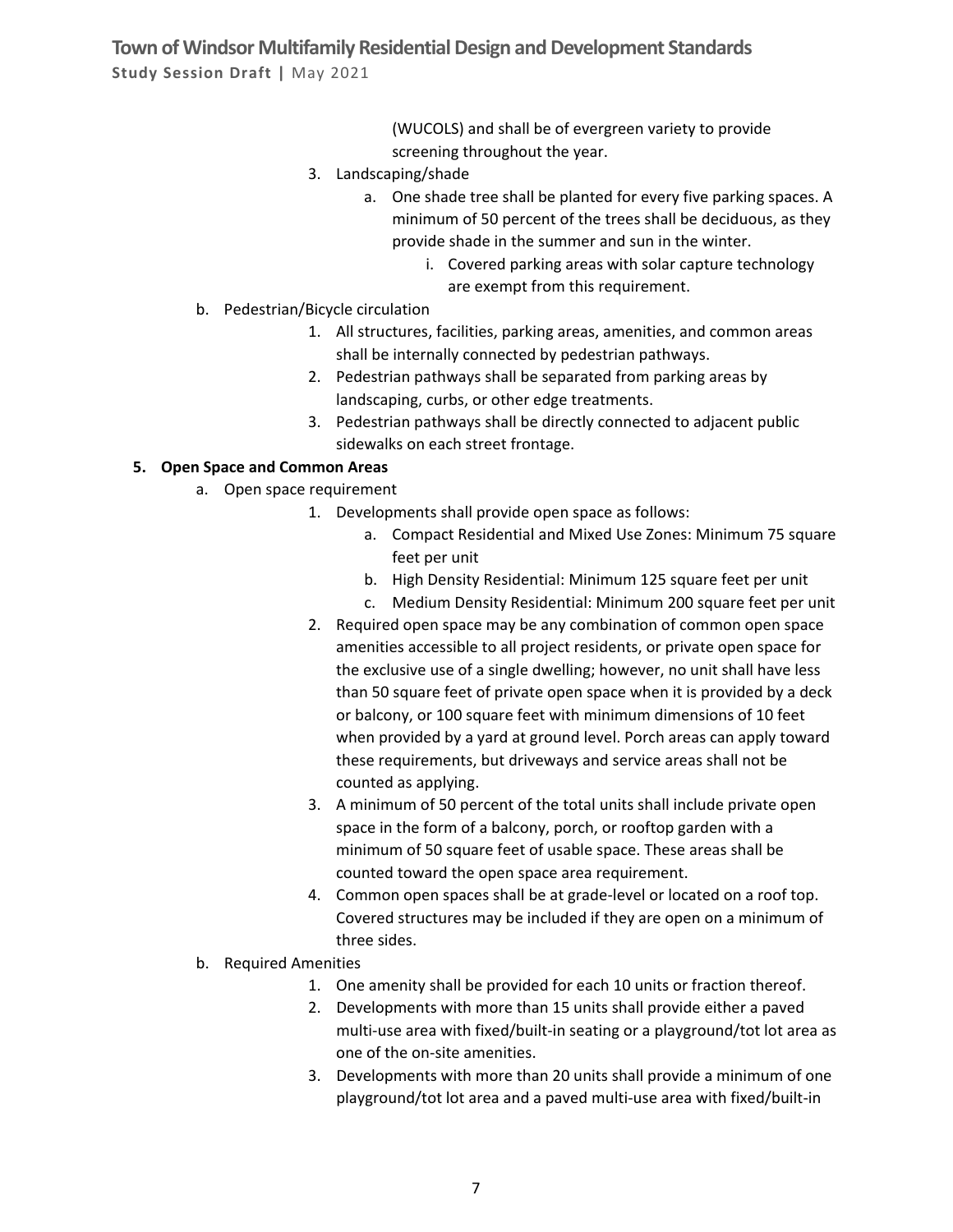(WUCOLS) and shall be of evergreen variety to provide screening throughout the year.

3. Landscaping/shade
    a. One shade tree shall be planted for every five parking spaces. A minimum of 50 percent of the trees shall be deciduous, as they provide shade in the summer and sun in the winter.
        i. Covered parking areas with solar capture technology are exempt from this requirement.

b. Pedestrian/Bicycle circulation
    1. All structures, facilities, parking areas, amenities, and common areas shall be internally connected by pedestrian pathways.
    2. Pedestrian pathways shall be separated from parking areas by landscaping, curbs, or other edge treatments.
    3. Pedestrian pathways shall be directly connected to adjacent public sidewalks on each street frontage.

**5. Open Space and Common Areas**

a. Open space requirement
    1. Developments shall provide open space as follows:
        a. Compact Residential and Mixed Use Zones: Minimum 75 square feet per unit
        b. High Density Residential: Minimum 125 square feet per unit
        c. Medium Density Residential: Minimum 200 square feet per unit
    2. Required open space may be any combination of common open space amenities accessible to all project residents, or private open space for the exclusive use of a single dwelling; however, no unit shall have less than 50 square feet of private open space when it is provided by a deck or balcony, or 100 square feet with minimum dimensions of 10 feet when provided by a yard at ground level. Porch areas can apply toward these requirements, but driveways and service areas shall not be counted as applying.
    3. A minimum of 50 percent of the total units shall include private open space in the form of a balcony, porch, or rooftop garden with a minimum of 50 square feet of usable space. These areas shall be counted toward the open space area requirement.
    4. Common open spaces shall be at grade-level or located on a roof top. Covered structures may be included if they are open on a minimum of three sides.

b. Required Amenities
    1. One amenity shall be provided for each 10 units or fraction thereof.
    2. Developments with more than 15 units shall provide either a paved multi-use area with fixed/built-in seating or a playground/tot lot area as one of the on-site amenities.
    3. Developments with more than 20 units shall provide a minimum of one playground/tot lot area and a paved multi-use area with fixed/built-in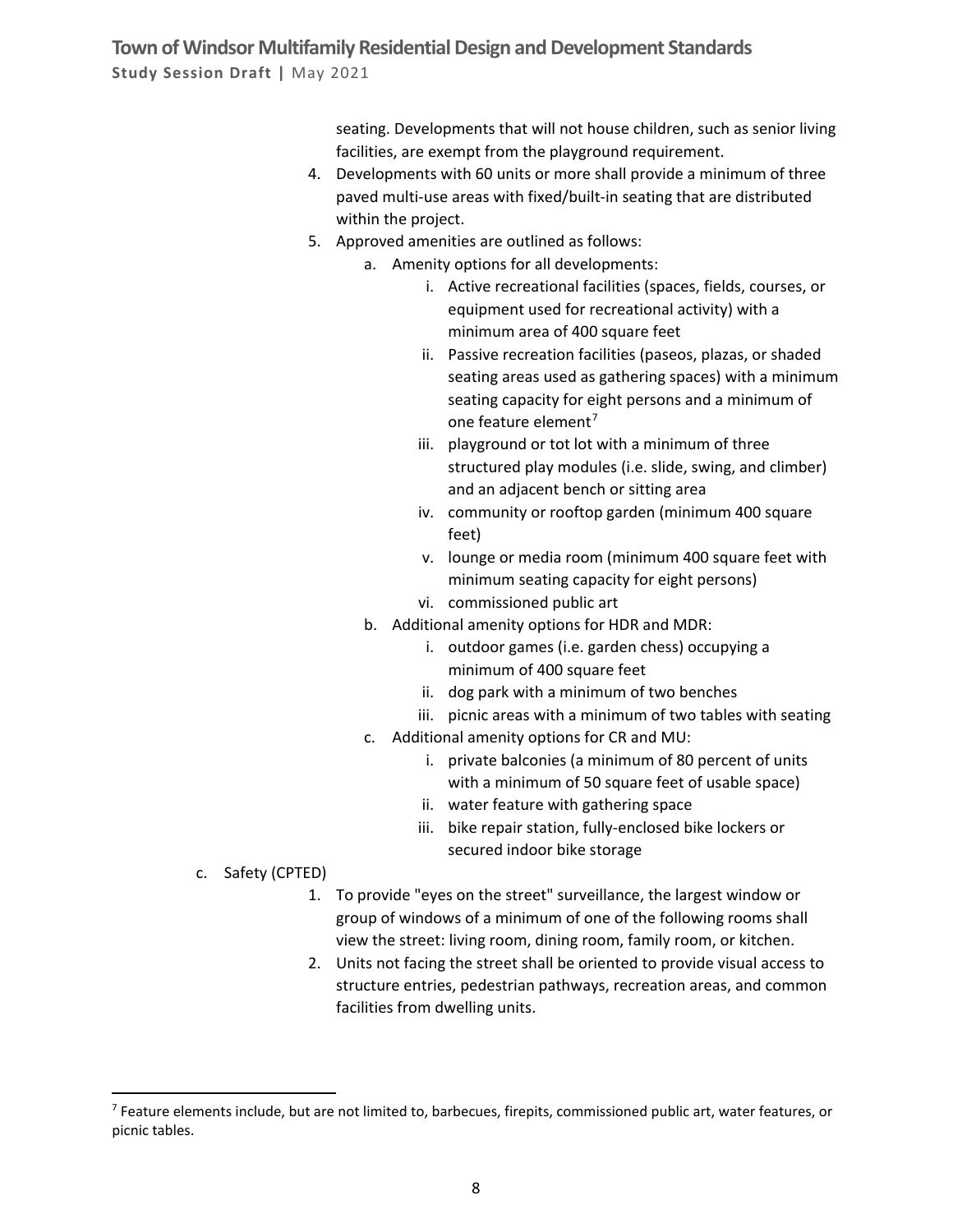seating. Developments that will not house children, such as senior living facilities, are exempt from the playground requirement.

4. Developments with 60 units or more shall provide a minimum of three paved multi-use areas with fixed/built-in seating that are distributed within the project.
5. Approved amenities are outlined as follows:
   a. Amenity options for all developments:
      i. Active recreational facilities (spaces, fields, courses, or equipment used for recreational activity) with a minimum area of 400 square feet
      ii. Passive recreation facilities (paseos, plazas, or shaded seating areas used as gathering spaces) with a minimum seating capacity for eight persons and a minimum of one feature element[7]
      iii. playground or tot lot with a minimum of three structured play modules (i.e. slide, swing, and climber) and an adjacent bench or sitting area
      iv. community or rooftop garden (minimum 400 square feet)
      v. lounge or media room (minimum 400 square feet with minimum seating capacity for eight persons)
      vi. commissioned public art
   b. Additional amenity options for HDR and MDR:
      i. outdoor games (i.e. garden chess) occupying a minimum of 400 square feet
      ii. dog park with a minimum of two benches
      iii. picnic areas with a minimum of two tables with seating
   c. Additional amenity options for CR and MU:
      i. private balconies (a minimum of 80 percent of units with a minimum of 50 square feet of usable space)
      ii. water feature with gathering space
      iii. bike repair station, fully-enclosed bike lockers or secured indoor bike storage

c. Safety (CPTED)

1. To provide "eyes on the street" surveillance, the largest window or group of windows of a minimum of one of the following rooms shall view the street: living room, dining room, family room, or kitchen.
2. Units not facing the street shall be oriented to provide visual access to structure entries, pedestrian pathways, recreation areas, and common facilities from dwelling units.

---

[7] Feature elements include, but are not limited to, barbecues, firepits, commissioned public art, water features, or picnic tables.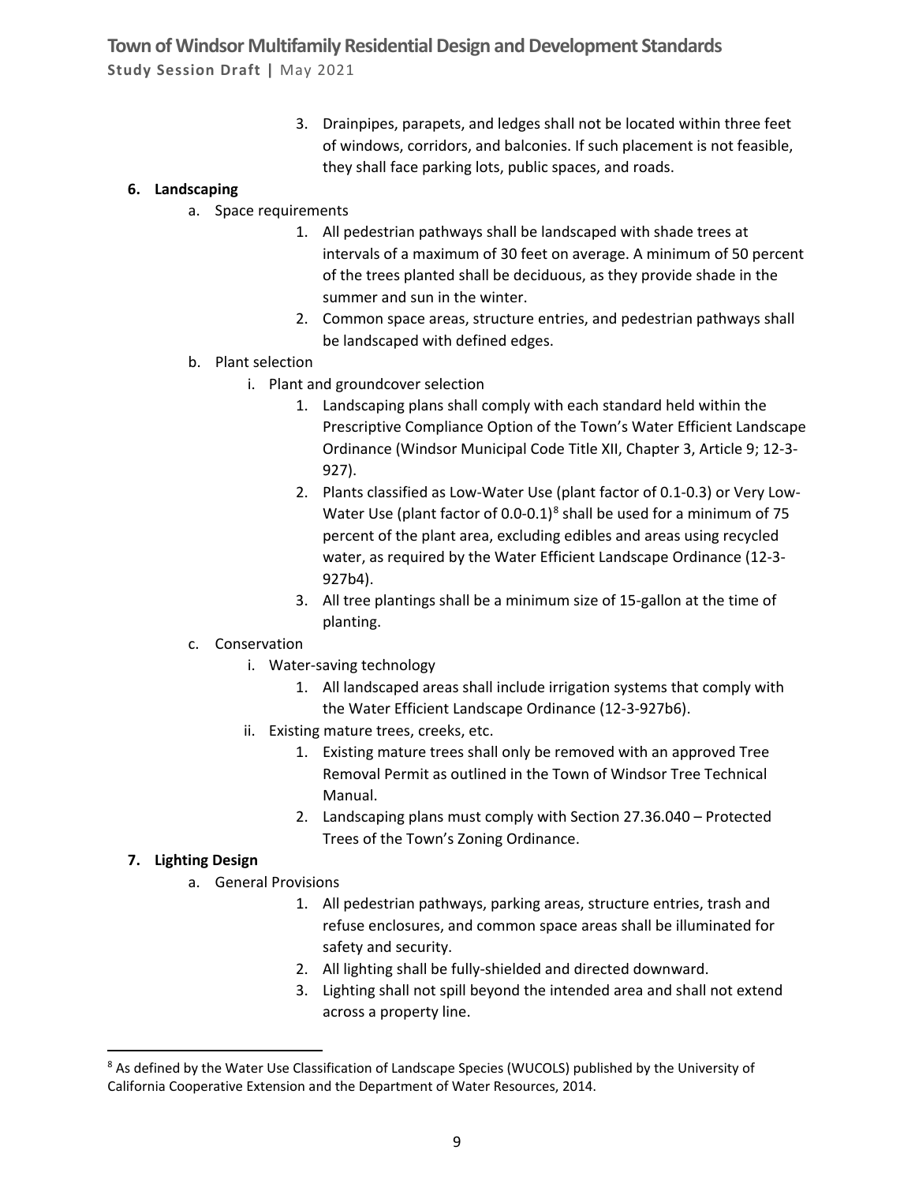3. Drainpipes, parapets, and ledges shall not be located within three feet of windows, corridors, and balconies. If such placement is not feasible, they shall face parking lots, public spaces, and roads.

**6. Landscaping**

a. Space requirements

1. All pedestrian pathways shall be landscaped with shade trees at intervals of a maximum of 30 feet on average. A minimum of 50 percent of the trees planted shall be deciduous, as they provide shade in the summer and sun in the winter.
2. Common space areas, structure entries, and pedestrian pathways shall be landscaped with defined edges.

b. Plant selection

i. Plant and groundcover selection

1. Landscaping plans shall comply with each standard held within the Prescriptive Compliance Option of the Town's Water Efficient Landscape Ordinance (Windsor Municipal Code Title XII, Chapter 3, Article 9; 12-3-927).
2. Plants classified as Low-Water Use (plant factor of 0.1-0.3) or Very Low-Water Use (plant factor of 0.0-0.1)[8] shall be used for a minimum of 75 percent of the plant area, excluding edibles and areas using recycled water, as required by the Water Efficient Landscape Ordinance (12-3-927b4).
3. All tree plantings shall be a minimum size of 15-gallon at the time of planting.

c. Conservation

i. Water-saving technology

1. All landscaped areas shall include irrigation systems that comply with the Water Efficient Landscape Ordinance (12-3-927b6).

ii. Existing mature trees, creeks, etc.

1. Existing mature trees shall only be removed with an approved Tree Removal Permit as outlined in the Town of Windsor Tree Technical Manual.
2. Landscaping plans must comply with Section 27.36.040 – Protected Trees of the Town's Zoning Ordinance.

**7. Lighting Design**

a. General Provisions

1. All pedestrian pathways, parking areas, structure entries, trash and refuse enclosures, and common space areas shall be illuminated for safety and security.
2. All lighting shall be fully-shielded and directed downward.
3. Lighting shall not spill beyond the intended area and shall not extend across a property line.

---

[8] As defined by the Water Use Classification of Landscape Species (WUCOLS) published by the University of California Cooperative Extension and the Department of Water Resources, 2014.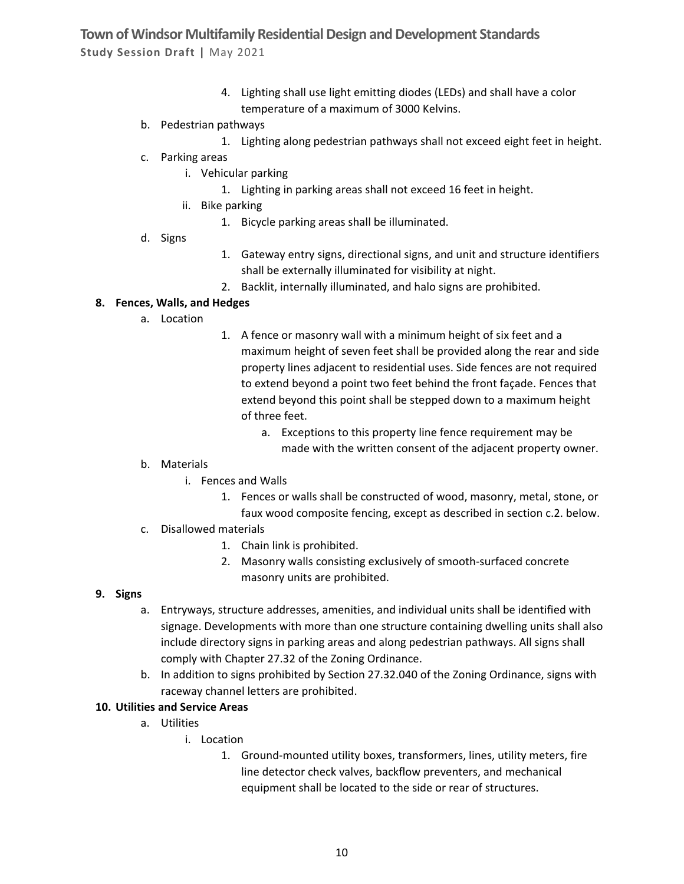4. Lighting shall use light emitting diodes (LEDs) and shall have a color temperature of a maximum of 3000 Kelvins.

b. Pedestrian pathways

    1. Lighting along pedestrian pathways shall not exceed eight feet in height.

c. Parking areas

    i. Vehicular parking

        1. Lighting in parking areas shall not exceed 16 feet in height.

    ii. Bike parking

        1. Bicycle parking areas shall be illuminated.

d. Signs

    1. Gateway entry signs, directional signs, and unit and structure identifiers shall be externally illuminated for visibility at night.
    2. Backlit, internally illuminated, and halo signs are prohibited.

**8. Fences, Walls, and Hedges**

a. Location

    1. A fence or masonry wall with a minimum height of six feet and a maximum height of seven feet shall be provided along the rear and side property lines adjacent to residential uses. Side fences are not required to extend beyond a point two feet behind the front façade. Fences that extend beyond this point shall be stepped down to a maximum height of three feet.
        a. Exceptions to this property line fence requirement may be made with the written consent of the adjacent property owner.

b. Materials

    i. Fences and Walls

        1. Fences or walls shall be constructed of wood, masonry, metal, stone, or faux wood composite fencing, except as described in section c.2. below.

c. Disallowed materials

    1. Chain link is prohibited.
    2. Masonry walls consisting exclusively of smooth-surfaced concrete masonry units are prohibited.

**9. Signs**

a. Entryways, structure addresses, amenities, and individual units shall be identified with signage. Developments with more than one structure containing dwelling units shall also include directory signs in parking areas and along pedestrian pathways. All signs shall comply with Chapter 27.32 of the Zoning Ordinance.

b. In addition to signs prohibited by Section 27.32.040 of the Zoning Ordinance, signs with raceway channel letters are prohibited.

**10. Utilities and Service Areas**

a. Utilities

    i. Location

        1. Ground-mounted utility boxes, transformers, lines, utility meters, fire line detector check valves, backflow preventers, and mechanical equipment shall be located to the side or rear of structures.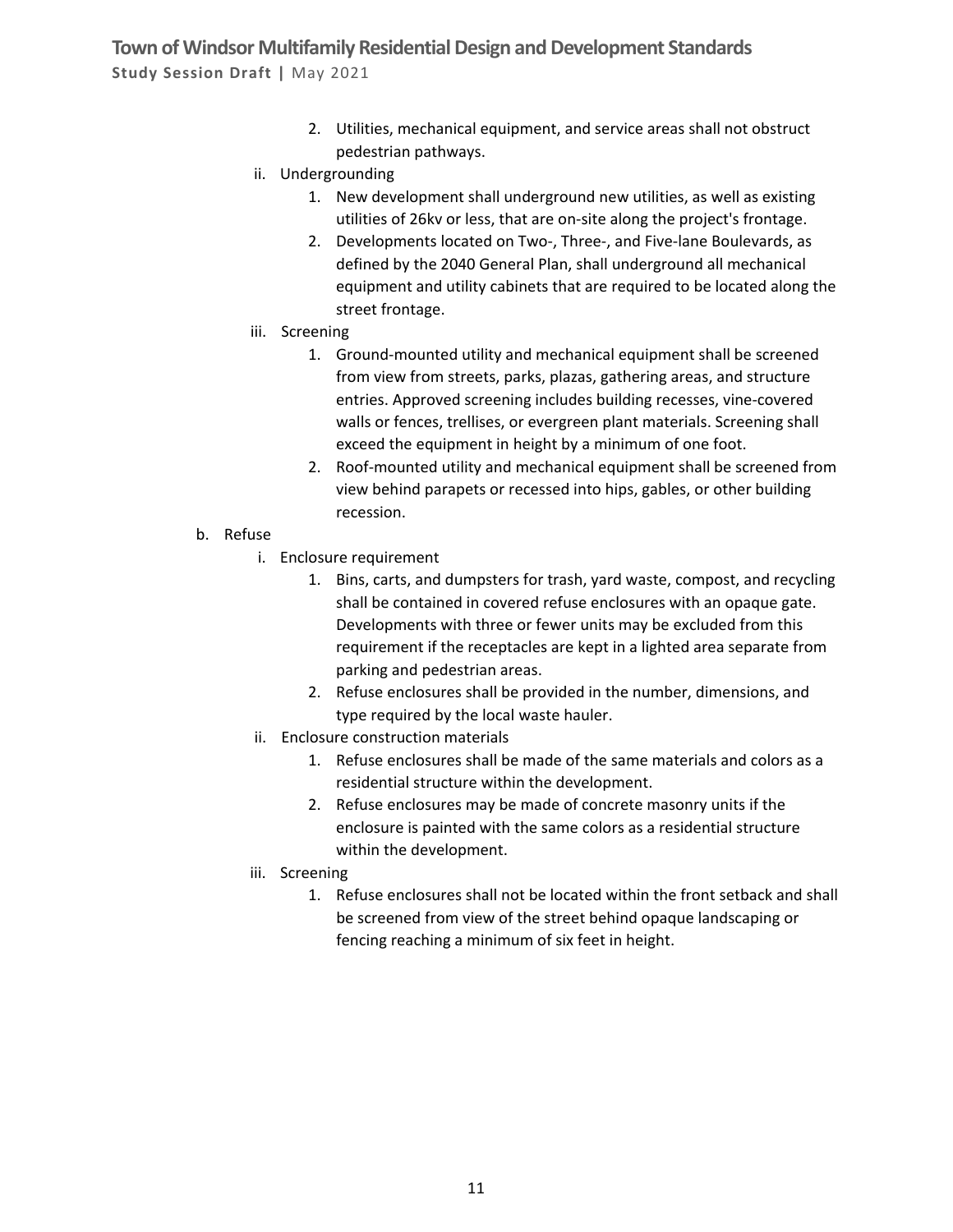2. Utilities, mechanical equipment, and service areas shall not obstruct pedestrian pathways.

ii. Undergrounding

1. New development shall underground new utilities, as well as existing utilities of 26kv or less, that are on-site along the project's frontage.
2. Developments located on Two-, Three-, and Five-lane Boulevards, as defined by the 2040 General Plan, shall underground all mechanical equipment and utility cabinets that are required to be located along the street frontage.

iii. Screening

1. Ground-mounted utility and mechanical equipment shall be screened from view from streets, parks, plazas, gathering areas, and structure entries. Approved screening includes building recesses, vine-covered walls or fences, trellises, or evergreen plant materials. Screening shall exceed the equipment in height by a minimum of one foot.
2. Roof-mounted utility and mechanical equipment shall be screened from view behind parapets or recessed into hips, gables, or other building recession.

b. Refuse

i. Enclosure requirement

1. Bins, carts, and dumpsters for trash, yard waste, compost, and recycling shall be contained in covered refuse enclosures with an opaque gate. Developments with three or fewer units may be excluded from this requirement if the receptacles are kept in a lighted area separate from parking and pedestrian areas.
2. Refuse enclosures shall be provided in the number, dimensions, and type required by the local waste hauler.

ii. Enclosure construction materials

1. Refuse enclosures shall be made of the same materials and colors as a residential structure within the development.
2. Refuse enclosures may be made of concrete masonry units if the enclosure is painted with the same colors as a residential structure within the development.

iii. Screening

1. Refuse enclosures shall not be located within the front setback and shall be screened from view of the street behind opaque landscaping or fencing reaching a minimum of six feet in height.